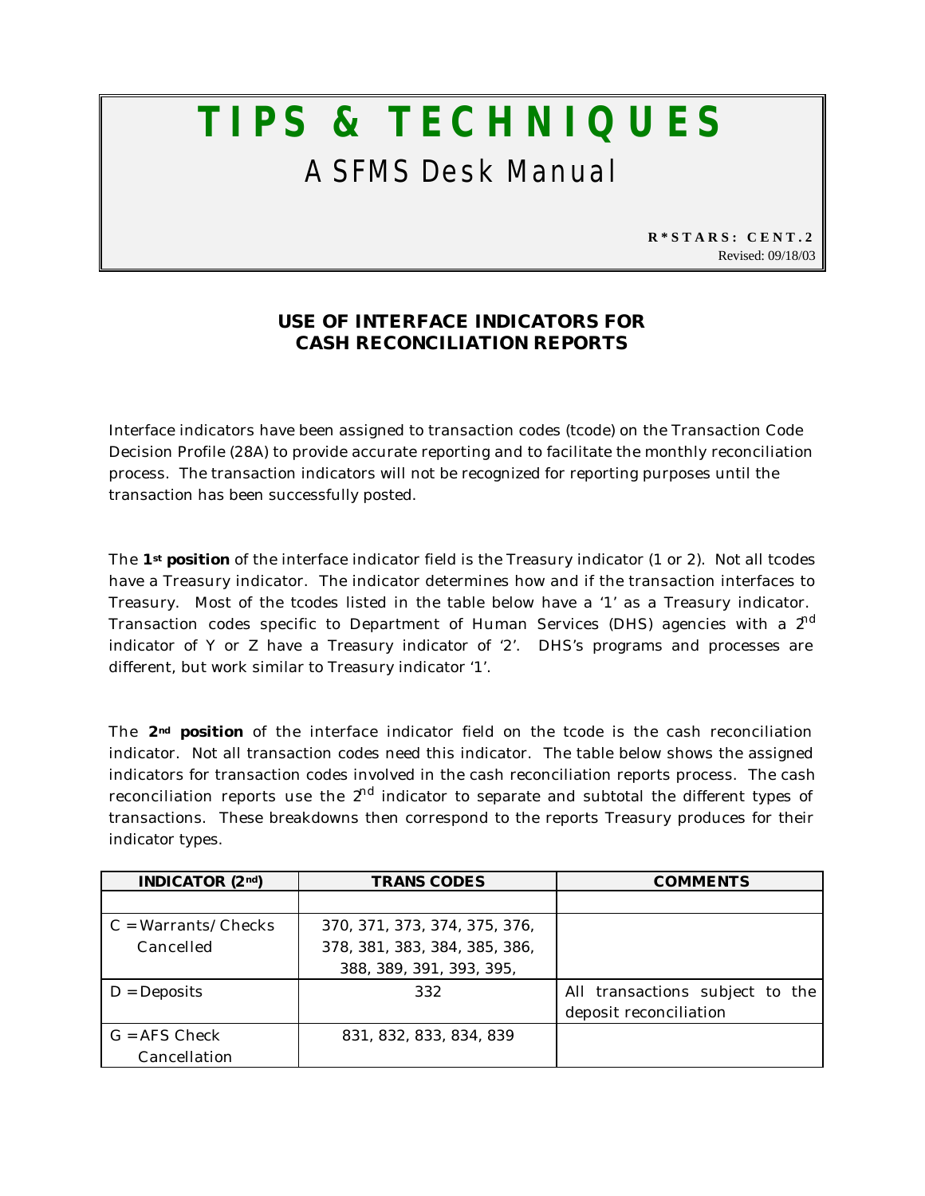# TIPS & TECHNIQUES

## ASFMS Desk Manual

**R\*STARS: CENT.2**
Revised: 09/18/03

## USE OF INTERFACE INDICATORS FOR CASH RECONCILIATION REPORTS

Interface indicators have been assigned to transaction codes (tcode) on the Transaction Code Decision Profile (28A) to provide accurate reporting and to facilitate the monthly reconciliation process. The transaction indicators will not be recognized for reporting purposes until the transaction has been successfully posted.

The **1st position** of the interface indicator field is the Treasury indicator (1 or 2). Not all tcodes have a Treasury indicator. The indicator determines how and if the transaction interfaces to Treasury. Most of the tcodes listed in the table below have a '1' as a Treasury indicator. Transaction codes specific to Department of Human Services (DHS) agencies with a 2nd indicator of Y or Z have a Treasury indicator of '2'. DHS's programs and processes are different, but work similar to Treasury indicator '1'.

The **2nd position** of the interface indicator field on the tcode is the cash reconciliation indicator. Not all transaction codes need this indicator. The table below shows the assigned indicators for transaction codes involved in the cash reconciliation reports process. The cash reconciliation reports use the 2nd indicator to separate and subtotal the different types of transactions. These breakdowns then correspond to the reports Treasury produces for their indicator types.

| INDICATOR (2nd) | TRANS CODES | COMMENTS |
|---|---|---|
| | | |
| C = Warrants/Checks Cancelled | 370, 371, 373, 374, 375, 376, 378, 381, 383, 384, 385, 386, 388, 389, 391, 393, 395, | |
| D = Deposits | 332 | All transactions subject to the deposit reconciliation |
| G = AFS Check Cancellation | 831, 832, 833, 834, 839 | |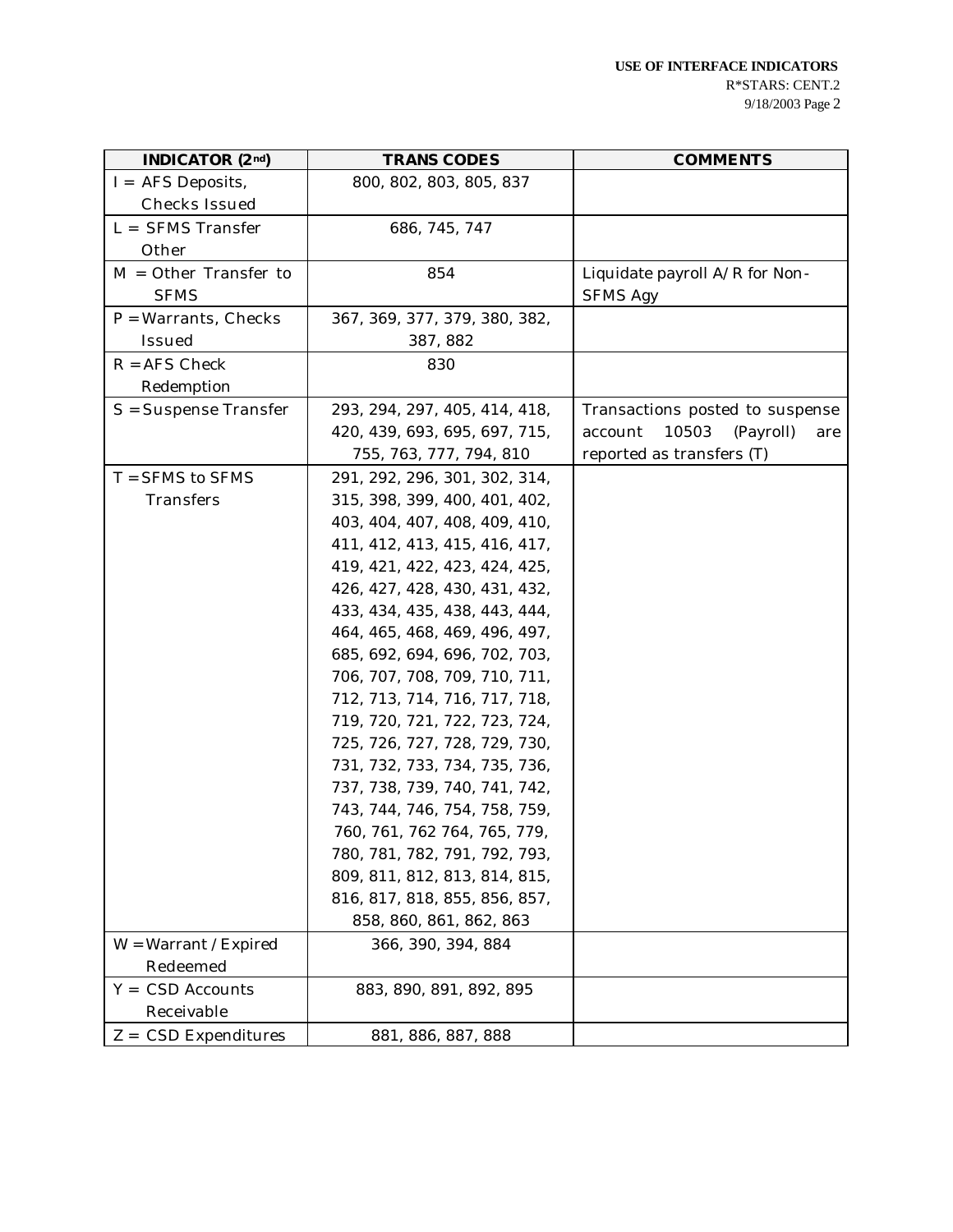| INDICATOR (2nd) | TRANS CODES | COMMENTS |
|---|---|---|
| I = AFS Deposits, Checks Issued | 800, 802, 803, 805, 837 | |
| L = SFMS Transfer Other | 686, 745, 747 | |
| M = Other Transfer to SFMS | 854 | Liquidate payroll A/R for Non-SFMS Agy |
| P = Warrants, Checks Issued | 367, 369, 377, 379, 380, 382, 387, 882 | |
| R = AFS Check Redemption | 830 | |
| S = Suspense Transfer | 293, 294, 297, 405, 414, 418, 420, 439, 693, 695, 697, 715, 755, 763, 777, 794, 810 | Transactions posted to suspense account 10503 (Payroll) are reported as transfers (T) |
| T = SFMS to SFMS Transfers | 291, 292, 296, 301, 302, 314, 315, 398, 399, 400, 401, 402, 403, 404, 407, 408, 409, 410, 411, 412, 413, 415, 416, 417, 419, 421, 422, 423, 424, 425, 426, 427, 428, 430, 431, 432, 433, 434, 435, 438, 443, 444, 464, 465, 468, 469, 496, 497, 685, 692, 694, 696, 702, 703, 706, 707, 708, 709, 710, 711, 712, 713, 714, 716, 717, 718, 719, 720, 721, 722, 723, 724, 725, 726, 727, 728, 729, 730, 731, 732, 733, 734, 735, 736, 737, 738, 739, 740, 741, 742, 743, 744, 746, 754, 758, 759, 760, 761, 762 764, 765, 779, 780, 781, 782, 791, 792, 793, 809, 811, 812, 813, 814, 815, 816, 817, 818, 855, 856, 857, 858, 860, 861, 862, 863 | |
| W = Warrant / Expired Redeemed | 366, 390, 394, 884 | |
| Y = CSD Accounts Receivable | 883, 890, 891, 892, 895 | |
| Z = CSD Expenditures | 881, 886, 887, 888 | |